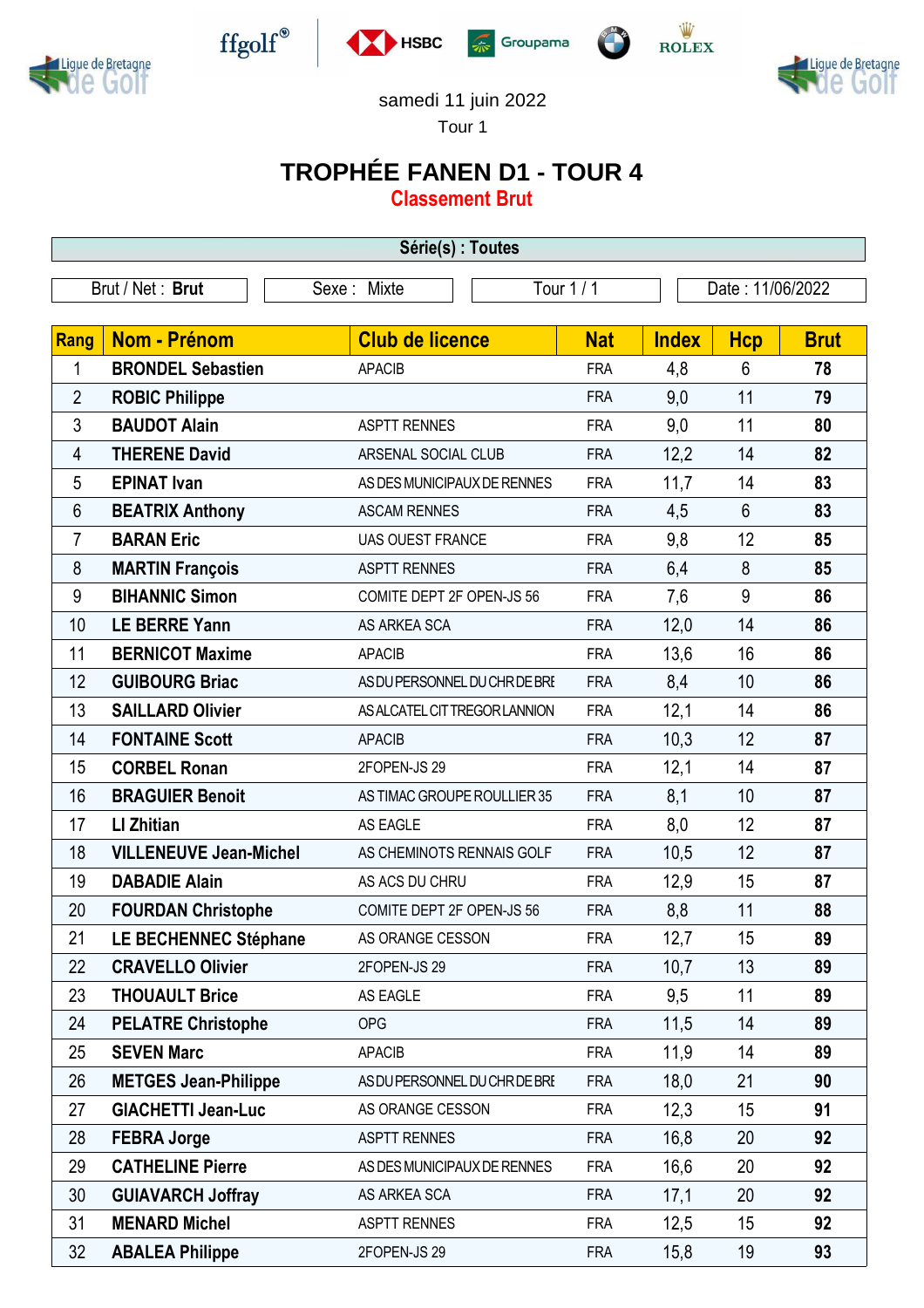samedi 11 juin 2022

Tour 1

# TROPHÉE FANEN D1 - TOUR 4

## Classement Brut

| Série(s) : Toutes | | | |
|---|---|---|---|
| Brut / Net : **Brut** | Sexe : Mixte | Tour 1 / 1 | Date : 11/06/2022 |

| Rang | Nom - Prénom | Club de licence | Nat | Index | Hcp | Brut |
|---|---|---|---|---|---|---|
| 1 | **BRONDEL Sebastien** | APACIB | FRA | 4,8 | 6 | **78** |
| 2 | **ROBIC Philippe** | | FRA | 9,0 | 11 | **79** |
| 3 | **BAUDOT Alain** | ASPTT RENNES | FRA | 9,0 | 11 | **80** |
| 4 | **THERENE David** | ARSENAL SOCIAL CLUB | FRA | 12,2 | 14 | **82** |
| 5 | **EPINAT Ivan** | AS DES MUNICIPAUX DE RENNES | FRA | 11,7 | 14 | **83** |
| 6 | **BEATRIX Anthony** | ASCAM RENNES | FRA | 4,5 | 6 | **83** |
| 7 | **BARAN Eric** | UAS OUEST FRANCE | FRA | 9,8 | 12 | **85** |
| 8 | **MARTIN François** | ASPTT RENNES | FRA | 6,4 | 8 | **85** |
| 9 | **BIHANNIC Simon** | COMITE DEPT 2F OPEN-JS 56 | FRA | 7,6 | 9 | **86** |
| 10 | **LE BERRE Yann** | AS ARKEA SCA | FRA | 12,0 | 14 | **86** |
| 11 | **BERNICOT Maxime** | APACIB | FRA | 13,6 | 16 | **86** |
| 12 | **GUIBOURG Briac** | AS DU PERSONNEL DU CHR DE BRE | FRA | 8,4 | 10 | **86** |
| 13 | **SAILLARD Olivier** | AS ALCATEL CIT TREGOR LANNION | FRA | 12,1 | 14 | **86** |
| 14 | **FONTAINE Scott** | APACIB | FRA | 10,3 | 12 | **87** |
| 15 | **CORBEL Ronan** | 2FOPEN-JS 29 | FRA | 12,1 | 14 | **87** |
| 16 | **BRAGUIER Benoit** | AS TIMAC GROUPE ROULLIER 35 | FRA | 8,1 | 10 | **87** |
| 17 | **LI Zhitian** | AS EAGLE | FRA | 8,0 | 12 | **87** |
| 18 | **VILLENEUVE Jean-Michel** | AS CHEMINOTS RENNAIS GOLF | FRA | 10,5 | 12 | **87** |
| 19 | **DABADIE Alain** | AS ACS DU CHRU | FRA | 12,9 | 15 | **87** |
| 20 | **FOURDAN Christophe** | COMITE DEPT 2F OPEN-JS 56 | FRA | 8,8 | 11 | **88** |
| 21 | **LE BECHENNEC Stéphane** | AS ORANGE CESSON | FRA | 12,7 | 15 | **89** |
| 22 | **CRAVELLO Olivier** | 2FOPEN-JS 29 | FRA | 10,7 | 13 | **89** |
| 23 | **THOUAULT Brice** | AS EAGLE | FRA | 9,5 | 11 | **89** |
| 24 | **PELATRE Christophe** | OPG | FRA | 11,5 | 14 | **89** |
| 25 | **SEVEN Marc** | APACIB | FRA | 11,9 | 14 | **89** |
| 26 | **METGES Jean-Philippe** | AS DU PERSONNEL DU CHR DE BRE | FRA | 18,0 | 21 | **90** |
| 27 | **GIACHETTI Jean-Luc** | AS ORANGE CESSON | FRA | 12,3 | 15 | **91** |
| 28 | **FEBRA Jorge** | ASPTT RENNES | FRA | 16,8 | 20 | **92** |
| 29 | **CATHELINE Pierre** | AS DES MUNICIPAUX DE RENNES | FRA | 16,6 | 20 | **92** |
| 30 | **GUIAVARCH Joffray** | AS ARKEA SCA | FRA | 17,1 | 20 | **92** |
| 31 | **MENARD Michel** | ASPTT RENNES | FRA | 12,5 | 15 | **92** |
| 32 | **ABALEA Philippe** | 2FOPEN-JS 29 | FRA | 15,8 | 19 | **93** |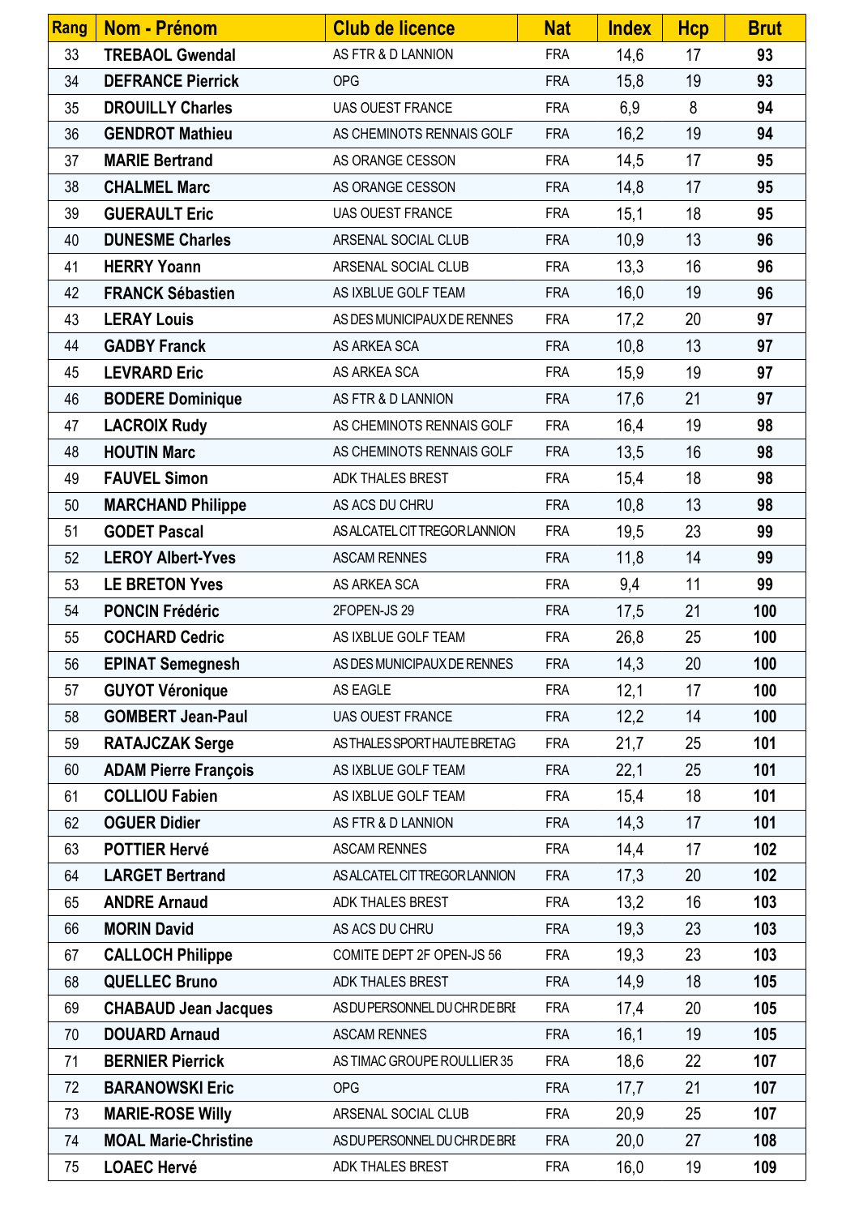| Rang | Nom - Prénom | Club de licence | Nat | Index | Hcp | Brut |
|---|---|---|---|---|---|---|
| 33 | **TREBAOL Gwendal** | AS FTR & D LANNION | FRA | 14,6 | 17 | **93** |
| 34 | **DEFRANCE Pierrick** | OPG | FRA | 15,8 | 19 | **93** |
| 35 | **DROUILLY Charles** | UAS OUEST FRANCE | FRA | 6,9 | 8 | **94** |
| 36 | **GENDROT Mathieu** | AS CHEMINOTS RENNAIS GOLF | FRA | 16,2 | 19 | **94** |
| 37 | **MARIE Bertrand** | AS ORANGE CESSON | FRA | 14,5 | 17 | **95** |
| 38 | **CHALMEL Marc** | AS ORANGE CESSON | FRA | 14,8 | 17 | **95** |
| 39 | **GUERAULT Eric** | UAS OUEST FRANCE | FRA | 15,1 | 18 | **95** |
| 40 | **DUNESME Charles** | ARSENAL SOCIAL CLUB | FRA | 10,9 | 13 | **96** |
| 41 | **HERRY Yoann** | ARSENAL SOCIAL CLUB | FRA | 13,3 | 16 | **96** |
| 42 | **FRANCK Sébastien** | AS IXBLUE GOLF TEAM | FRA | 16,0 | 19 | **96** |
| 43 | **LERAY Louis** | AS DES MUNICIPAUX DE RENNES | FRA | 17,2 | 20 | **97** |
| 44 | **GADBY Franck** | AS ARKEA SCA | FRA | 10,8 | 13 | **97** |
| 45 | **LEVRARD Eric** | AS ARKEA SCA | FRA | 15,9 | 19 | **97** |
| 46 | **BODERE Dominique** | AS FTR & D LANNION | FRA | 17,6 | 21 | **97** |
| 47 | **LACROIX Rudy** | AS CHEMINOTS RENNAIS GOLF | FRA | 16,4 | 19 | **98** |
| 48 | **HOUTIN Marc** | AS CHEMINOTS RENNAIS GOLF | FRA | 13,5 | 16 | **98** |
| 49 | **FAUVEL Simon** | ADK THALES BREST | FRA | 15,4 | 18 | **98** |
| 50 | **MARCHAND Philippe** | AS ACS DU CHRU | FRA | 10,8 | 13 | **98** |
| 51 | **GODET Pascal** | AS ALCATEL CIT TREGOR LANNION | FRA | 19,5 | 23 | **99** |
| 52 | **LEROY Albert-Yves** | ASCAM RENNES | FRA | 11,8 | 14 | **99** |
| 53 | **LE BRETON Yves** | AS ARKEA SCA | FRA | 9,4 | 11 | **99** |
| 54 | **PONCIN Frédéric** | 2FOPEN-JS 29 | FRA | 17,5 | 21 | **100** |
| 55 | **COCHARD Cedric** | AS IXBLUE GOLF TEAM | FRA | 26,8 | 25 | **100** |
| 56 | **EPINAT Semegnesh** | AS DES MUNICIPAUX DE RENNES | FRA | 14,3 | 20 | **100** |
| 57 | **GUYOT Véronique** | AS EAGLE | FRA | 12,1 | 17 | **100** |
| 58 | **GOMBERT Jean-Paul** | UAS OUEST FRANCE | FRA | 12,2 | 14 | **100** |
| 59 | **RATAJCZAK Serge** | AS THALES SPORT HAUTE BRETAG | FRA | 21,7 | 25 | **101** |
| 60 | **ADAM Pierre François** | AS IXBLUE GOLF TEAM | FRA | 22,1 | 25 | **101** |
| 61 | **COLLIOU Fabien** | AS IXBLUE GOLF TEAM | FRA | 15,4 | 18 | **101** |
| 62 | **OGUER Didier** | AS FTR & D LANNION | FRA | 14,3 | 17 | **101** |
| 63 | **POTTIER Hervé** | ASCAM RENNES | FRA | 14,4 | 17 | **102** |
| 64 | **LARGET Bertrand** | AS ALCATEL CIT TREGOR LANNION | FRA | 17,3 | 20 | **102** |
| 65 | **ANDRE Arnaud** | ADK THALES BREST | FRA | 13,2 | 16 | **103** |
| 66 | **MORIN David** | AS ACS DU CHRU | FRA | 19,3 | 23 | **103** |
| 67 | **CALLOCH Philippe** | COMITE DEPT 2F OPEN-JS 56 | FRA | 19,3 | 23 | **103** |
| 68 | **QUELLEC Bruno** | ADK THALES BREST | FRA | 14,9 | 18 | **105** |
| 69 | **CHABAUD Jean Jacques** | AS DU PERSONNEL DU CHR DE BRE | FRA | 17,4 | 20 | **105** |
| 70 | **DOUARD Arnaud** | ASCAM RENNES | FRA | 16,1 | 19 | **105** |
| 71 | **BERNIER Pierrick** | AS TIMAC GROUPE ROULLIER 35 | FRA | 18,6 | 22 | **107** |
| 72 | **BARANOWSKI Eric** | OPG | FRA | 17,7 | 21 | **107** |
| 73 | **MARIE-ROSE Willy** | ARSENAL SOCIAL CLUB | FRA | 20,9 | 25 | **107** |
| 74 | **MOAL Marie-Christine** | AS DU PERSONNEL DU CHR DE BRE | FRA | 20,0 | 27 | **108** |
| 75 | **LOAEC Hervé** | ADK THALES BREST | FRA | 16,0 | 19 | **109** |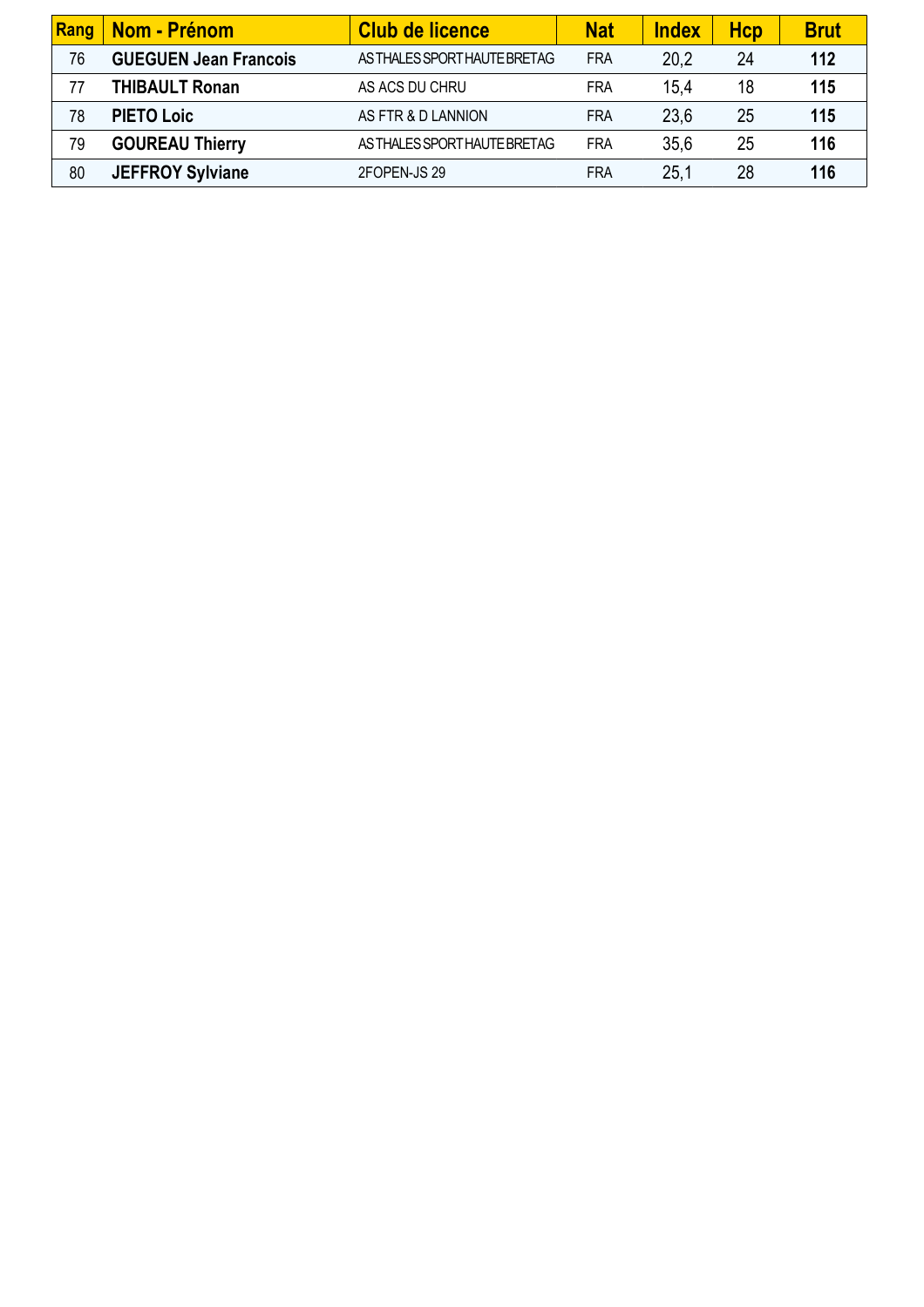| Rang | Nom - Prénom | Club de licence | Nat | Index | Hcp | Brut |
|---|---|---|---|---|---|---|
| 76 | **GUEGUEN Jean Francois** | AS THALES SPORT HAUTE BRETAG | FRA | 20,2 | 24 | **112** |
| 77 | **THIBAULT Ronan** | AS ACS DU CHRU | FRA | 15,4 | 18 | **115** |
| 78 | **PIETO Loic** | AS FTR & D LANNION | FRA | 23,6 | 25 | **115** |
| 79 | **GOUREAU Thierry** | AS THALES SPORT HAUTE BRETAG | FRA | 35,6 | 25 | **116** |
| 80 | **JEFFROY Sylviane** | 2FOPEN-JS 29 | FRA | 25,1 | 28 | **116** |